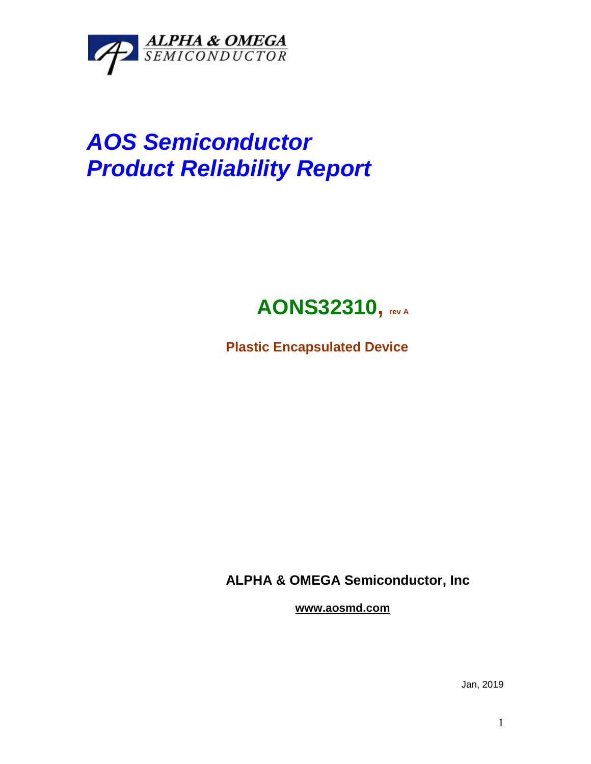ALPHA & OMEGA
SEMICONDUCTOR

# *AOS Semiconductor*
# *Product Reliability Report*

## AONS32310, rev A

**Plastic Encapsulated Device**

**ALPHA & OMEGA Semiconductor, Inc**

**www.aosmd.com**

Jan, 2019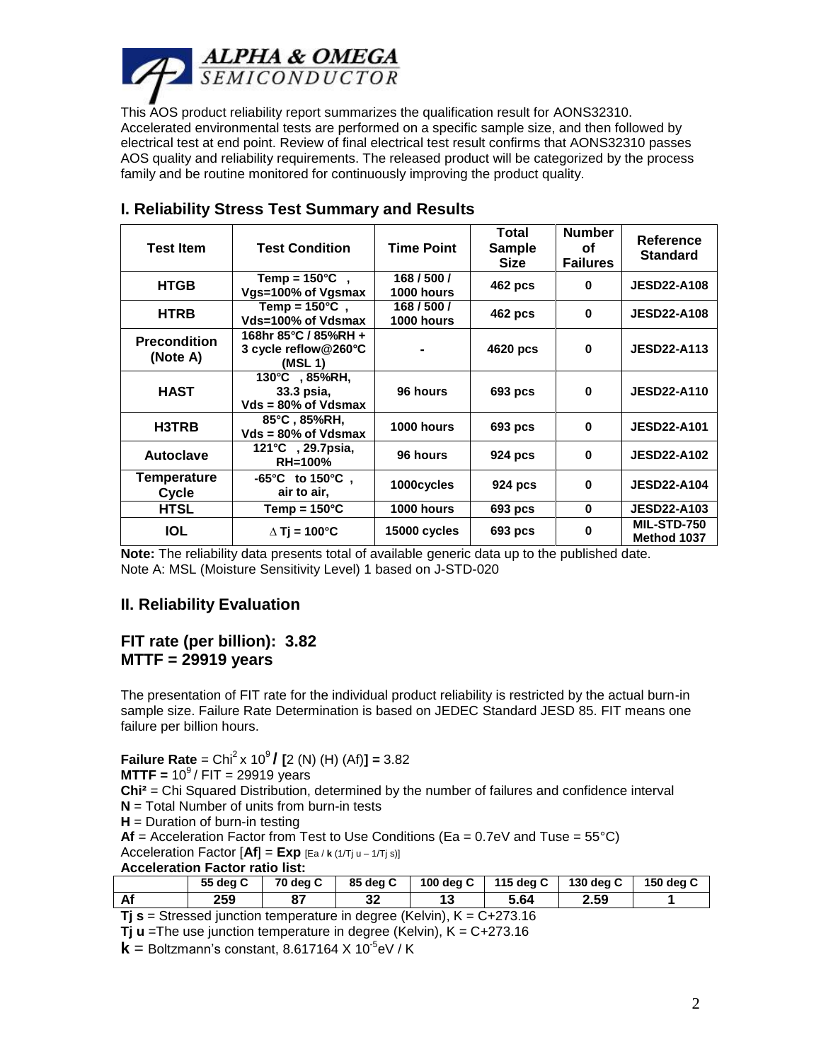This AOS product reliability report summarizes the qualification result for AONS32310. Accelerated environmental tests are performed on a specific sample size, and then followed by electrical test at end point. Review of final electrical test result confirms that AONS32310 passes AOS quality and reliability requirements. The released product will be categorized by the process family and be routine monitored for continuously improving the product quality.

## I. Reliability Stress Test Summary and Results

| Test Item | Test Condition | Time Point | Total Sample Size | Number of Failures | Reference Standard |
|---|---|---|---|---|---|
| **HTGB** | Temp = 150°C , Vgs=100% of Vgsmax | 168 / 500 / 1000 hours | 462 pcs | 0 | JESD22-A108 |
| **HTRB** | Temp = 150°C , Vds=100% of Vdsmax | 168 / 500 / 1000 hours | 462 pcs | 0 | JESD22-A108 |
| **Precondition (Note A)** | 168hr 85°C / 85%RH + 3 cycle reflow@260°C (MSL 1) | - | 4620 pcs | 0 | JESD22-A113 |
| **HAST** | 130°C , 85%RH, 33.3 psia, Vds = 80% of Vdsmax | 96 hours | 693 pcs | 0 | JESD22-A110 |
| **H3TRB** | 85°C , 85%RH, Vds = 80% of Vdsmax | 1000 hours | 693 pcs | 0 | JESD22-A101 |
| **Autoclave** | 121°C , 29.7psia, RH=100% | 96 hours | 924 pcs | 0 | JESD22-A102 |
| **Temperature Cycle** | -65°C to 150°C , air to air, | 1000cycles | 924 pcs | 0 | JESD22-A104 |
| **HTSL** | Temp = 150°C | 1000 hours | 693 pcs | 0 | JESD22-A103 |
| **IOL** | $\Delta$ Tj = 100°C | 15000 cycles | 693 pcs | 0 | MIL-STD-750 Method 1037 |

**Note:** The reliability data presents total of available generic data up to the published date.
Note A: MSL (Moisture Sensitivity Level) 1 based on J-STD-020

## II. Reliability Evaluation

### FIT rate (per billion): 3.82
### MTTF = 29919 years

The presentation of FIT rate for the individual product reliability is restricted by the actual burn-in sample size. Failure Rate Determination is based on JEDEC Standard JESD 85. FIT means one failure per billion hours.

**Failure Rate** = $Chi^2 \times 10^9$ **/ [**2 (N) (H) (Af)**] =** 3.82
**MTTF =** $10^9$ / FIT = 29919 years
**Chi²** = Chi Squared Distribution, determined by the number of failures and confidence interval
**N** = Total Number of units from burn-in tests
**H** = Duration of burn-in testing
**Af** = Acceleration Factor from Test to Use Conditions (Ea = 0.7eV and Tuse = 55°C)
Acceleration Factor [**Af**] = **Exp** [Ea / **k** (1/Tj u – 1/Tj s)]
**Acceleration Factor ratio list:**

| | 55 deg C | 70 deg C | 85 deg C | 100 deg C | 115 deg C | 130 deg C | 150 deg C |
|---|---|---|---|---|---|---|---|
| **Af** | 259 | 87 | 32 | 13 | 5.64 | 2.59 | 1 |

**Tj s** = Stressed junction temperature in degree (Kelvin), K = C+273.16
**Tj u** =The use junction temperature in degree (Kelvin), K = C+273.16
**k** = Boltzmann's constant, $8.617164 \times 10^{-5}$eV / K